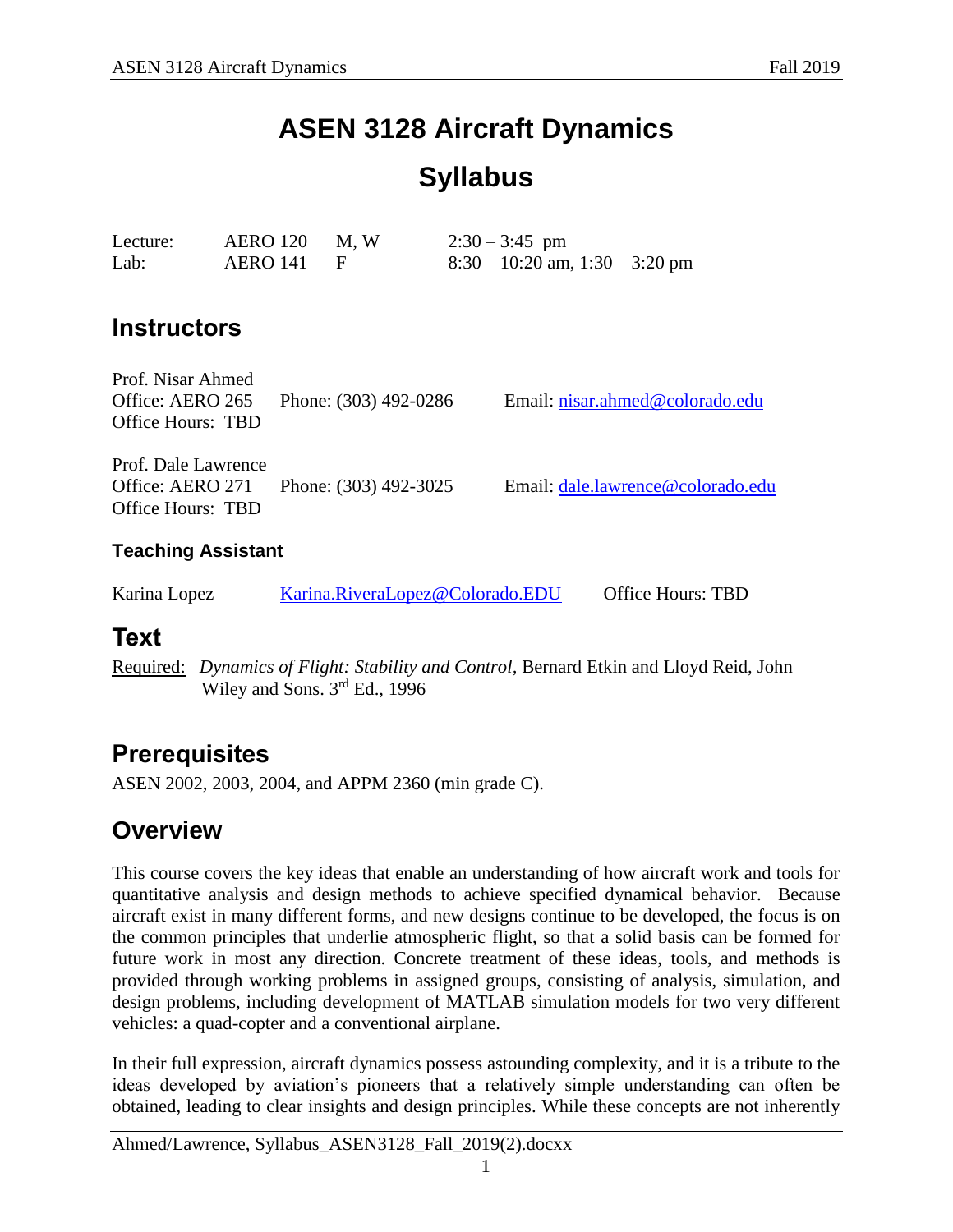# ASEN 3128 Aircraft Dynamics

# Syllabus

| | | | |
|---|---|---|---|
| Lecture: | AERO 120 | M, W | 2:30 – 3:45 pm |
| Lab: | AERO 141 | F | 8:30 – 10:20 am, 1:30 – 3:20 pm |

## Instructors

Prof. Nisar Ahmed
Office: AERO 265 Phone: (303) 492-0286 Email: nisar.ahmed@colorado.edu
Office Hours: TBD

Prof. Dale Lawrence
Office: AERO 271 Phone: (303) 492-3025 Email: dale.lawrence@colorado.edu
Office Hours: TBD

### Teaching Assistant

Karina Lopez Karina.RiveraLopez@Colorado.EDU Office Hours: TBD

## Text

Required: *Dynamics of Flight: Stability and Control*, Bernard Etkin and Lloyd Reid, John Wiley and Sons. 3rd Ed., 1996

## Prerequisites

ASEN 2002, 2003, 2004, and APPM 2360 (min grade C).

## Overview

This course covers the key ideas that enable an understanding of how aircraft work and tools for quantitative analysis and design methods to achieve specified dynamical behavior. Because aircraft exist in many different forms, and new designs continue to be developed, the focus is on the common principles that underlie atmospheric flight, so that a solid basis can be formed for future work in most any direction. Concrete treatment of these ideas, tools, and methods is provided through working problems in assigned groups, consisting of analysis, simulation, and design problems, including development of MATLAB simulation models for two very different vehicles: a quad-copter and a conventional airplane.

In their full expression, aircraft dynamics possess astounding complexity, and it is a tribute to the ideas developed by aviation's pioneers that a relatively simple understanding can often be obtained, leading to clear insights and design principles. While these concepts are not inherently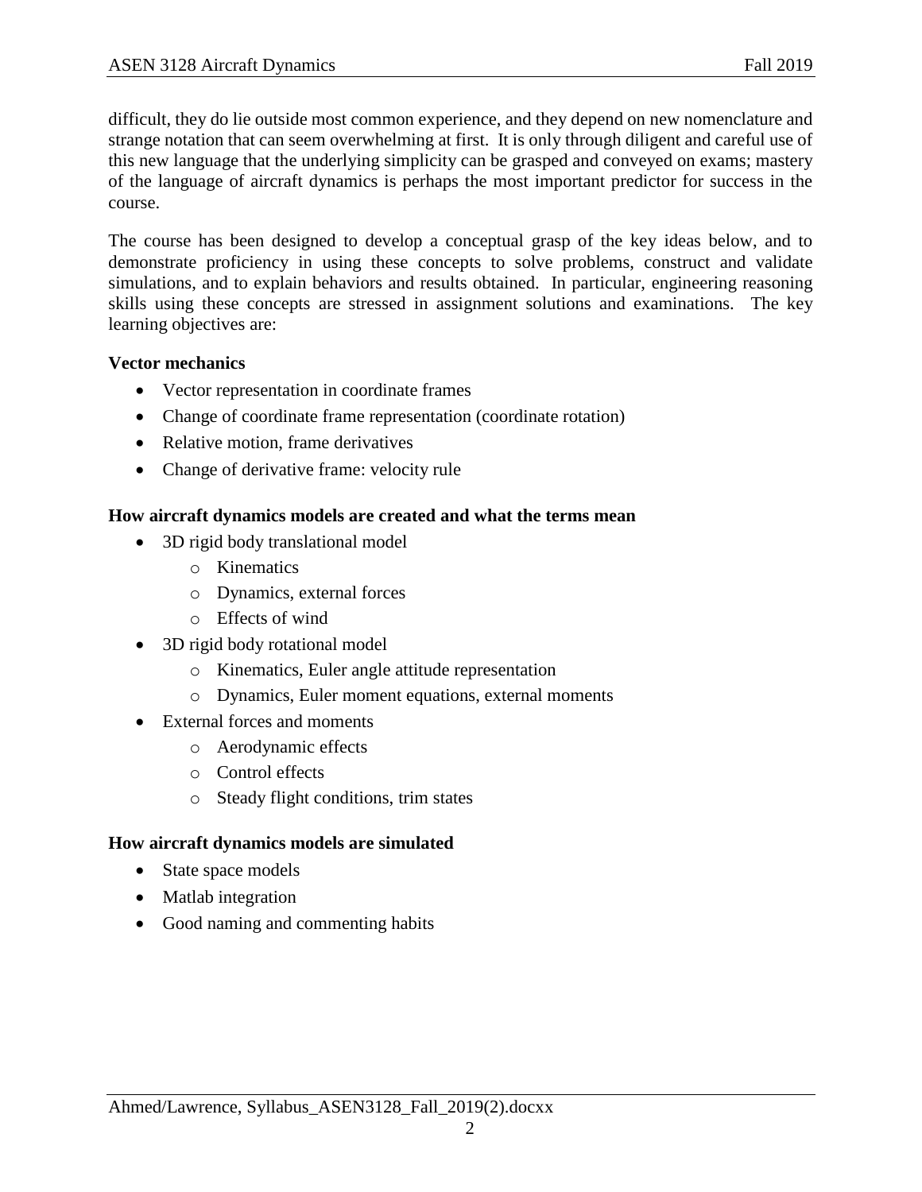difficult, they do lie outside most common experience, and they depend on new nomenclature and strange notation that can seem overwhelming at first. It is only through diligent and careful use of this new language that the underlying simplicity can be grasped and conveyed on exams; mastery of the language of aircraft dynamics is perhaps the most important predictor for success in the course.

The course has been designed to develop a conceptual grasp of the key ideas below, and to demonstrate proficiency in using these concepts to solve problems, construct and validate simulations, and to explain behaviors and results obtained. In particular, engineering reasoning skills using these concepts are stressed in assignment solutions and examinations. The key learning objectives are:

**Vector mechanics**

- Vector representation in coordinate frames
- Change of coordinate frame representation (coordinate rotation)
- Relative motion, frame derivatives
- Change of derivative frame: velocity rule

**How aircraft dynamics models are created and what the terms mean**

- 3D rigid body translational model
  - Kinematics
  - Dynamics, external forces
  - Effects of wind
- 3D rigid body rotational model
  - Kinematics, Euler angle attitude representation
  - Dynamics, Euler moment equations, external moments
- External forces and moments
  - Aerodynamic effects
  - Control effects
  - Steady flight conditions, trim states

**How aircraft dynamics models are simulated**

- State space models
- Matlab integration
- Good naming and commenting habits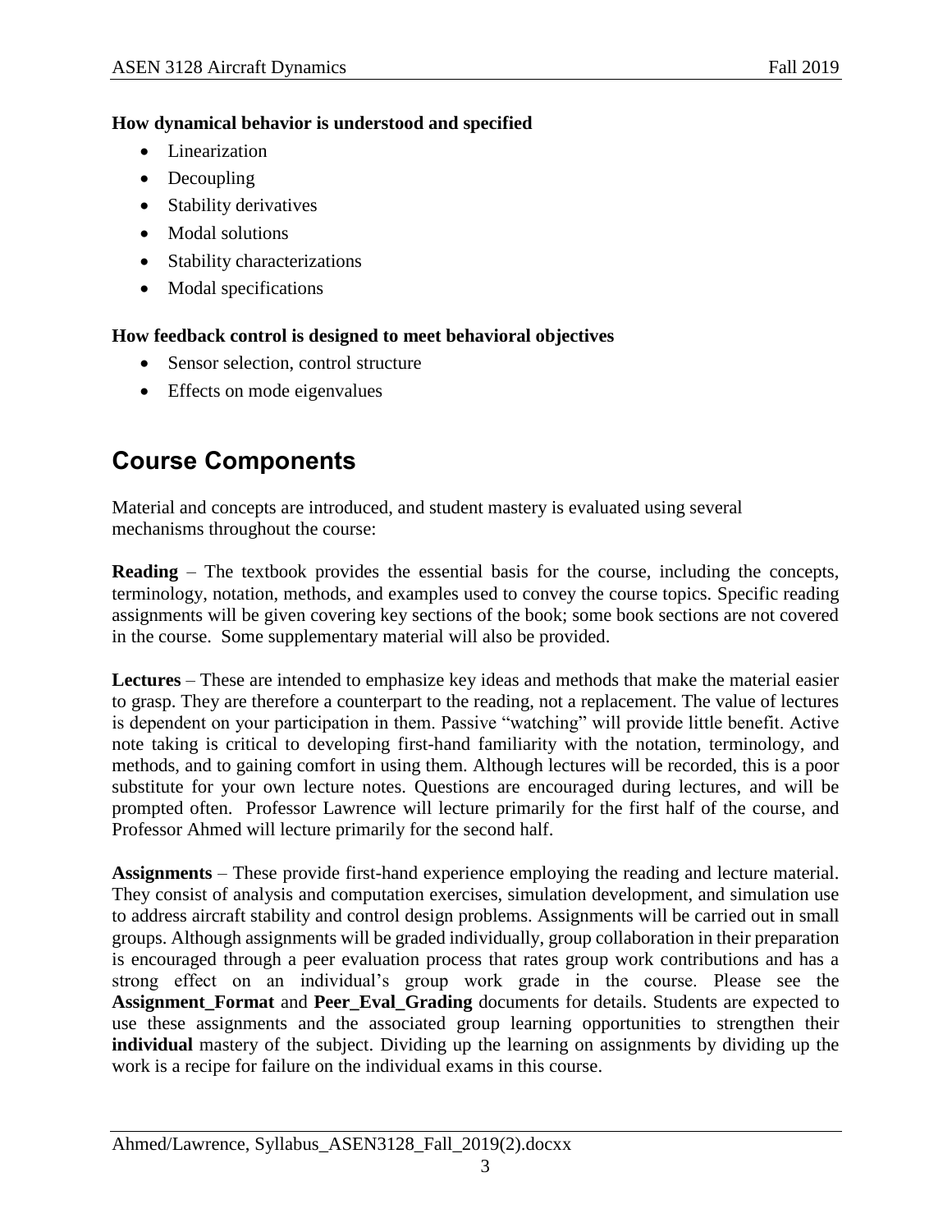**How dynamical behavior is understood and specified**

- Linearization
- Decoupling
- Stability derivatives
- Modal solutions
- Stability characterizations
- Modal specifications

**How feedback control is designed to meet behavioral objectives**

- Sensor selection, control structure
- Effects on mode eigenvalues

## Course Components

Material and concepts are introduced, and student mastery is evaluated using several mechanisms throughout the course:

**Reading** – The textbook provides the essential basis for the course, including the concepts, terminology, notation, methods, and examples used to convey the course topics. Specific reading assignments will be given covering key sections of the book; some book sections are not covered in the course. Some supplementary material will also be provided.

**Lectures** – These are intended to emphasize key ideas and methods that make the material easier to grasp. They are therefore a counterpart to the reading, not a replacement. The value of lectures is dependent on your participation in them. Passive "watching" will provide little benefit. Active note taking is critical to developing first-hand familiarity with the notation, terminology, and methods, and to gaining comfort in using them. Although lectures will be recorded, this is a poor substitute for your own lecture notes. Questions are encouraged during lectures, and will be prompted often. Professor Lawrence will lecture primarily for the first half of the course, and Professor Ahmed will lecture primarily for the second half.

**Assignments** – These provide first-hand experience employing the reading and lecture material. They consist of analysis and computation exercises, simulation development, and simulation use to address aircraft stability and control design problems. Assignments will be carried out in small groups. Although assignments will be graded individually, group collaboration in their preparation is encouraged through a peer evaluation process that rates group work contributions and has a strong effect on an individual's group work grade in the course. Please see the **Assignment_Format** and **Peer_Eval_Grading** documents for details. Students are expected to use these assignments and the associated group learning opportunities to strengthen their **individual** mastery of the subject. Dividing up the learning on assignments by dividing up the work is a recipe for failure on the individual exams in this course.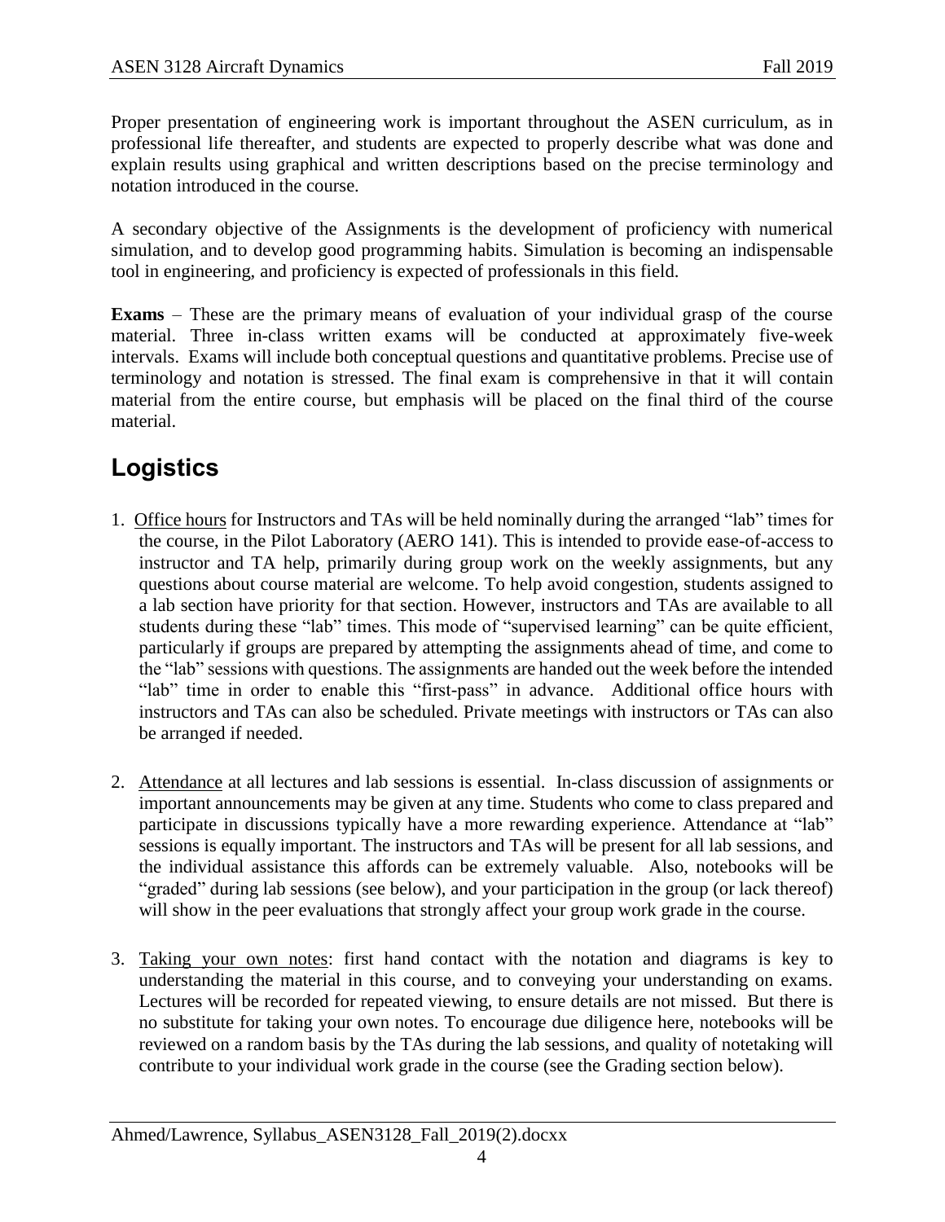Proper presentation of engineering work is important throughout the ASEN curriculum, as in professional life thereafter, and students are expected to properly describe what was done and explain results using graphical and written descriptions based on the precise terminology and notation introduced in the course.

A secondary objective of the Assignments is the development of proficiency with numerical simulation, and to develop good programming habits. Simulation is becoming an indispensable tool in engineering, and proficiency is expected of professionals in this field.

**Exams** – These are the primary means of evaluation of your individual grasp of the course material. Three in-class written exams will be conducted at approximately five-week intervals. Exams will include both conceptual questions and quantitative problems. Precise use of terminology and notation is stressed. The final exam is comprehensive in that it will contain material from the entire course, but emphasis will be placed on the final third of the course material.

## Logistics

1. Office hours for Instructors and TAs will be held nominally during the arranged "lab" times for the course, in the Pilot Laboratory (AERO 141). This is intended to provide ease-of-access to instructor and TA help, primarily during group work on the weekly assignments, but any questions about course material are welcome. To help avoid congestion, students assigned to a lab section have priority for that section. However, instructors and TAs are available to all students during these "lab" times. This mode of "supervised learning" can be quite efficient, particularly if groups are prepared by attempting the assignments ahead of time, and come to the "lab" sessions with questions. The assignments are handed out the week before the intended "lab" time in order to enable this "first-pass" in advance. Additional office hours with instructors and TAs can also be scheduled. Private meetings with instructors or TAs can also be arranged if needed.

2. Attendance at all lectures and lab sessions is essential. In-class discussion of assignments or important announcements may be given at any time. Students who come to class prepared and participate in discussions typically have a more rewarding experience. Attendance at "lab" sessions is equally important. The instructors and TAs will be present for all lab sessions, and the individual assistance this affords can be extremely valuable. Also, notebooks will be "graded" during lab sessions (see below), and your participation in the group (or lack thereof) will show in the peer evaluations that strongly affect your group work grade in the course.

3. Taking your own notes: first hand contact with the notation and diagrams is key to understanding the material in this course, and to conveying your understanding on exams. Lectures will be recorded for repeated viewing, to ensure details are not missed. But there is no substitute for taking your own notes. To encourage due diligence here, notebooks will be reviewed on a random basis by the TAs during the lab sessions, and quality of notetaking will contribute to your individual work grade in the course (see the Grading section below).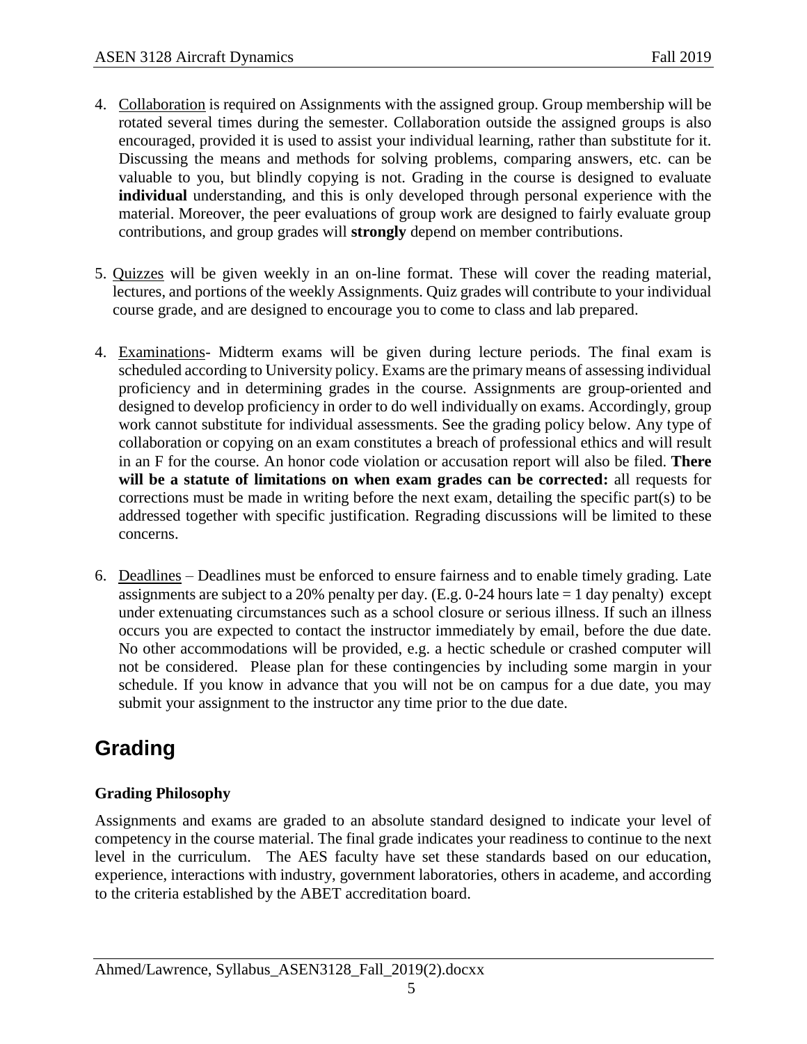4. Collaboration is required on Assignments with the assigned group. Group membership will be rotated several times during the semester. Collaboration outside the assigned groups is also encouraged, provided it is used to assist your individual learning, rather than substitute for it. Discussing the means and methods for solving problems, comparing answers, etc. can be valuable to you, but blindly copying is not. Grading in the course is designed to evaluate **individual** understanding, and this is only developed through personal experience with the material. Moreover, the peer evaluations of group work are designed to fairly evaluate group contributions, and group grades will **strongly** depend on member contributions.

5. Quizzes will be given weekly in an on-line format. These will cover the reading material, lectures, and portions of the weekly Assignments. Quiz grades will contribute to your individual course grade, and are designed to encourage you to come to class and lab prepared.

4. Examinations- Midterm exams will be given during lecture periods. The final exam is scheduled according to University policy. Exams are the primary means of assessing individual proficiency and in determining grades in the course. Assignments are group-oriented and designed to develop proficiency in order to do well individually on exams. Accordingly, group work cannot substitute for individual assessments. See the grading policy below. Any type of collaboration or copying on an exam constitutes a breach of professional ethics and will result in an F for the course. An honor code violation or accusation report will also be filed. **There will be a statute of limitations on when exam grades can be corrected:** all requests for corrections must be made in writing before the next exam, detailing the specific part(s) to be addressed together with specific justification. Regrading discussions will be limited to these concerns.

6. Deadlines – Deadlines must be enforced to ensure fairness and to enable timely grading. Late assignments are subject to a 20% penalty per day. (E.g. 0-24 hours late = 1 day penalty) except under extenuating circumstances such as a school closure or serious illness. If such an illness occurs you are expected to contact the instructor immediately by email, before the due date. No other accommodations will be provided, e.g. a hectic schedule or crashed computer will not be considered. Please plan for these contingencies by including some margin in your schedule. If you know in advance that you will not be on campus for a due date, you may submit your assignment to the instructor any time prior to the due date.

# Grading

### Grading Philosophy

Assignments and exams are graded to an absolute standard designed to indicate your level of competency in the course material. The final grade indicates your readiness to continue to the next level in the curriculum. The AES faculty have set these standards based on our education, experience, interactions with industry, government laboratories, others in academe, and according to the criteria established by the ABET accreditation board.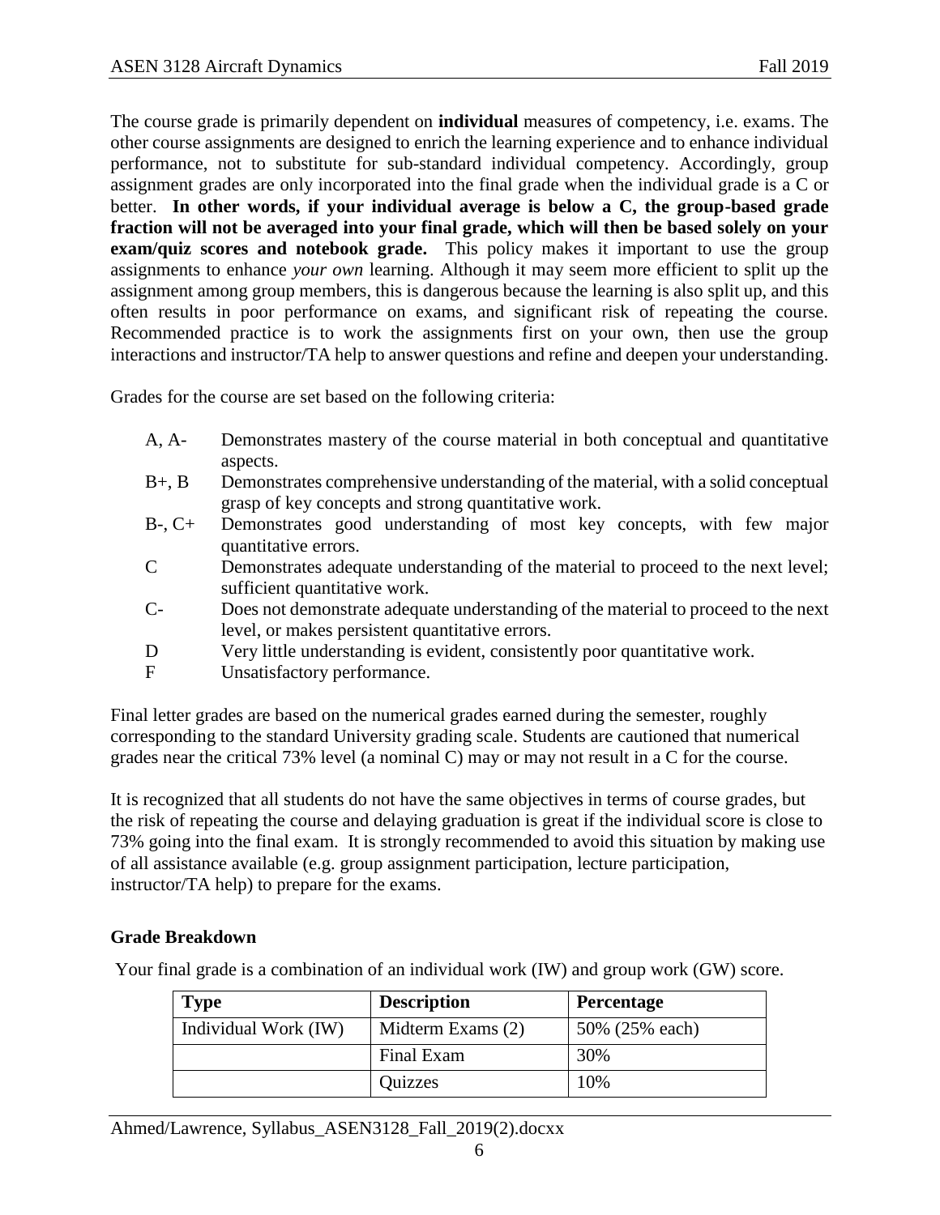The course grade is primarily dependent on **individual** measures of competency, i.e. exams. The other course assignments are designed to enrich the learning experience and to enhance individual performance, not to substitute for sub-standard individual competency. Accordingly, group assignment grades are only incorporated into the final grade when the individual grade is a C or better. **In other words, if your individual average is below a C, the group-based grade fraction will not be averaged into your final grade, which will then be based solely on your exam/quiz scores and notebook grade.** This policy makes it important to use the group assignments to enhance *your own* learning. Although it may seem more efficient to split up the assignment among group members, this is dangerous because the learning is also split up, and this often results in poor performance on exams, and significant risk of repeating the course. Recommended practice is to work the assignments first on your own, then use the group interactions and instructor/TA help to answer questions and refine and deepen your understanding.

Grades for the course are set based on the following criteria:

- A, A- Demonstrates mastery of the course material in both conceptual and quantitative aspects.
- B+, B Demonstrates comprehensive understanding of the material, with a solid conceptual grasp of key concepts and strong quantitative work.
- B-, C+ Demonstrates good understanding of most key concepts, with few major quantitative errors.
- C Demonstrates adequate understanding of the material to proceed to the next level; sufficient quantitative work.
- C- Does not demonstrate adequate understanding of the material to proceed to the next level, or makes persistent quantitative errors.
- D Very little understanding is evident, consistently poor quantitative work.
- F Unsatisfactory performance.

Final letter grades are based on the numerical grades earned during the semester, roughly corresponding to the standard University grading scale. Students are cautioned that numerical grades near the critical 73% level (a nominal C) may or may not result in a C for the course.

It is recognized that all students do not have the same objectives in terms of course grades, but the risk of repeating the course and delaying graduation is great if the individual score is close to 73% going into the final exam. It is strongly recommended to avoid this situation by making use of all assistance available (e.g. group assignment participation, lecture participation, instructor/TA help) to prepare for the exams.

### Grade Breakdown

Your final grade is a combination of an individual work (IW) and group work (GW) score.

| Type | Description | Percentage |
|---|---|---|
| Individual Work (IW) | Midterm Exams (2) | 50% (25% each) |
| | Final Exam | 30% |
| | Quizzes | 10% |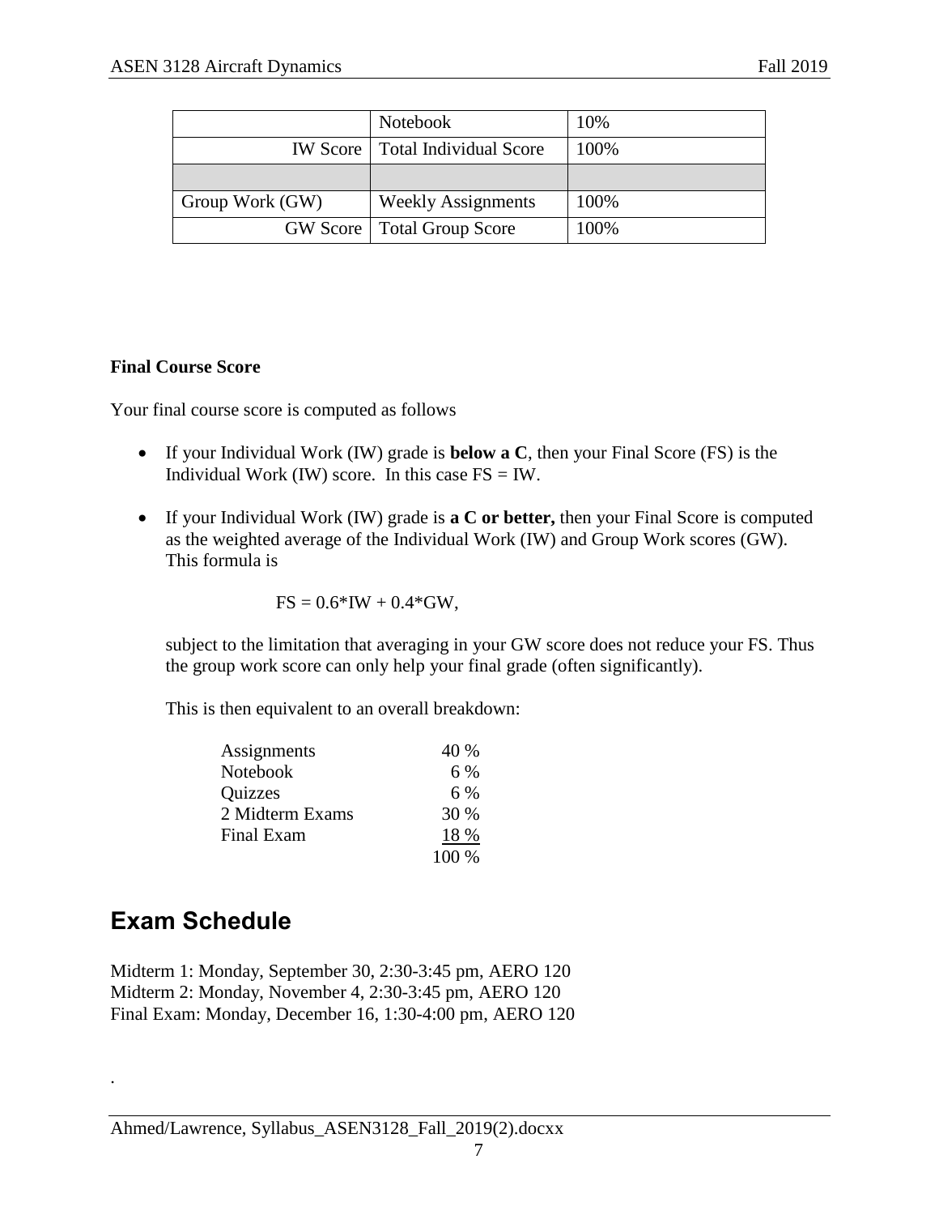| | | |
|---|---|---|
| | Notebook | 10% |
| IW Score | Total Individual Score | 100% |
| | | |
| Group Work (GW) | Weekly Assignments | 100% |
| GW Score | Total Group Score | 100% |

**Final Course Score**

Your final course score is computed as follows

- If your Individual Work (IW) grade is **below a C**, then your Final Score (FS) is the Individual Work (IW) score. In this case FS = IW.

- If your Individual Work (IW) grade is **a C or better,** then your Final Score is computed as the weighted average of the Individual Work (IW) and Group Work scores (GW). This formula is

  $$FS = 0.6*IW + 0.4*GW,$$

  subject to the limitation that averaging in your GW score does not reduce your FS. Thus the group work score can only help your final grade (often significantly).

  This is then equivalent to an overall breakdown:

  | | |
  |---|---|
  | Assignments | 40 % |
  | Notebook | 6 % |
  | Quizzes | 6 % |
  | 2 Midterm Exams | 30 % |
  | Final Exam | 18 % |
  | | 100 % |

## Exam Schedule

Midterm 1: Monday, September 30, 2:30-3:45 pm, AERO 120
Midterm 2: Monday, November 4, 2:30-3:45 pm, AERO 120
Final Exam: Monday, December 16, 1:30-4:00 pm, AERO 120

.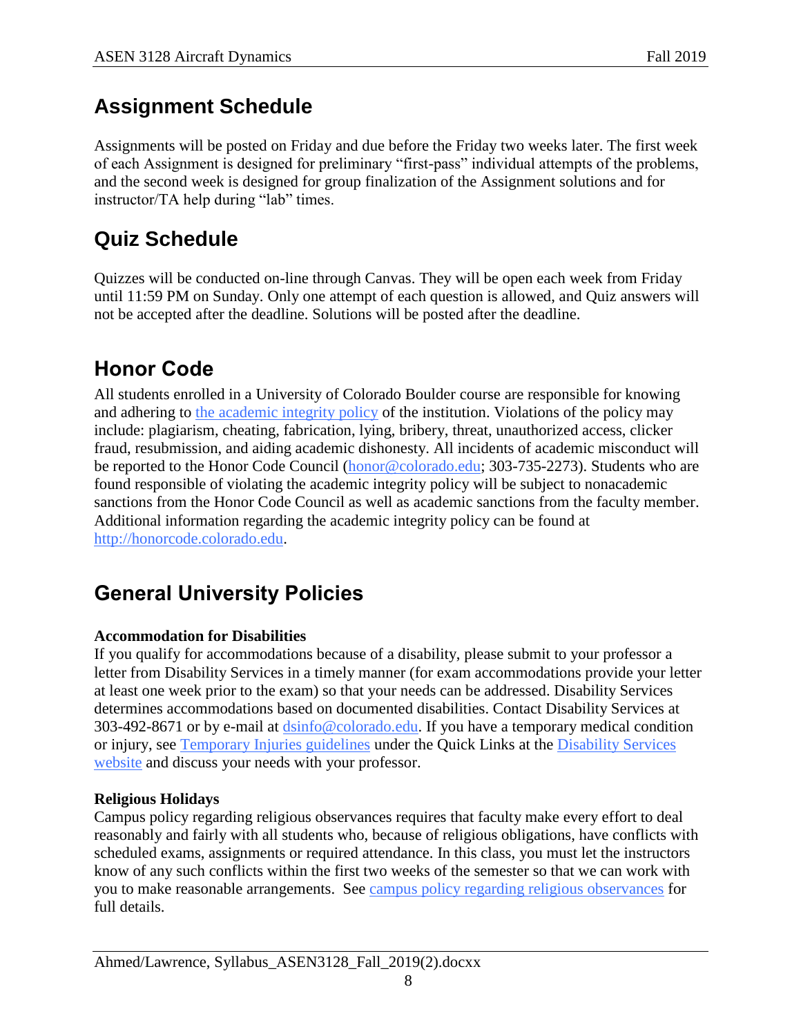## Assignment Schedule

Assignments will be posted on Friday and due before the Friday two weeks later. The first week of each Assignment is designed for preliminary "first-pass" individual attempts of the problems, and the second week is designed for group finalization of the Assignment solutions and for instructor/TA help during "lab" times.

## Quiz Schedule

Quizzes will be conducted on-line through Canvas. They will be open each week from Friday until 11:59 PM on Sunday. Only one attempt of each question is allowed, and Quiz answers will not be accepted after the deadline. Solutions will be posted after the deadline.

## Honor Code

All students enrolled in a University of Colorado Boulder course are responsible for knowing and adhering to the academic integrity policy of the institution. Violations of the policy may include: plagiarism, cheating, fabrication, lying, bribery, threat, unauthorized access, clicker fraud, resubmission, and aiding academic dishonesty. All incidents of academic misconduct will be reported to the Honor Code Council (honor@colorado.edu; 303-735-2273). Students who are found responsible of violating the academic integrity policy will be subject to nonacademic sanctions from the Honor Code Council as well as academic sanctions from the faculty member. Additional information regarding the academic integrity policy can be found at http://honorcode.colorado.edu.

## General University Policies

**Accommodation for Disabilities**
If you qualify for accommodations because of a disability, please submit to your professor a letter from Disability Services in a timely manner (for exam accommodations provide your letter at least one week prior to the exam) so that your needs can be addressed. Disability Services determines accommodations based on documented disabilities. Contact Disability Services at 303-492-8671 or by e-mail at dsinfo@colorado.edu. If you have a temporary medical condition or injury, see Temporary Injuries guidelines under the Quick Links at the Disability Services website and discuss your needs with your professor.

**Religious Holidays**
Campus policy regarding religious observances requires that faculty make every effort to deal reasonably and fairly with all students who, because of religious obligations, have conflicts with scheduled exams, assignments or required attendance. In this class, you must let the instructors know of any such conflicts within the first two weeks of the semester so that we can work with you to make reasonable arrangements. See campus policy regarding religious observances for full details.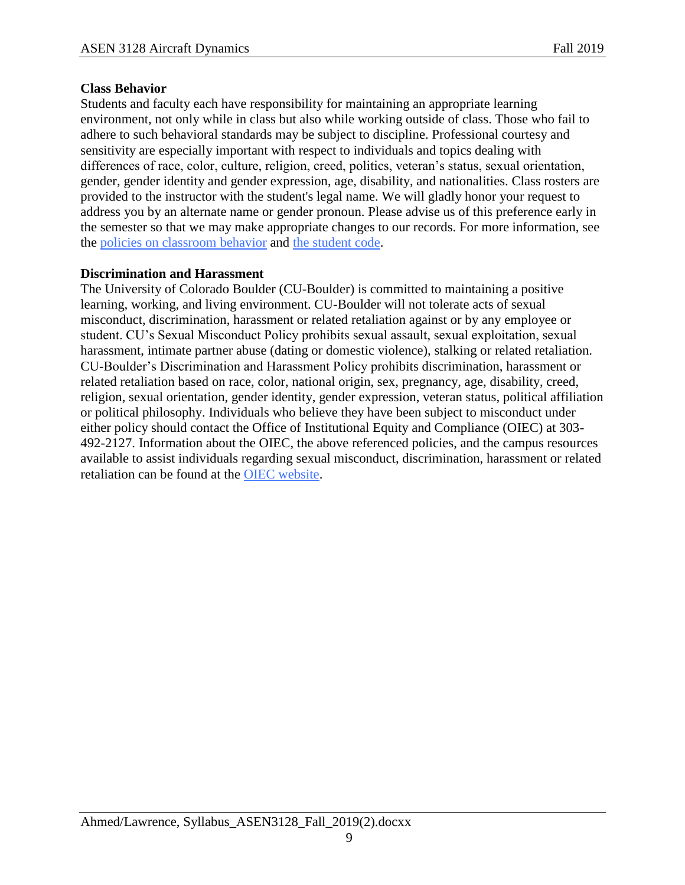**Class Behavior**

Students and faculty each have responsibility for maintaining an appropriate learning environment, not only while in class but also while working outside of class. Those who fail to adhere to such behavioral standards may be subject to discipline. Professional courtesy and sensitivity are especially important with respect to individuals and topics dealing with differences of race, color, culture, religion, creed, politics, veteran's status, sexual orientation, gender, gender identity and gender expression, age, disability, and nationalities. Class rosters are provided to the instructor with the student's legal name. We will gladly honor your request to address you by an alternate name or gender pronoun. Please advise us of this preference early in the semester so that we may make appropriate changes to our records. For more information, see the policies on classroom behavior and the student code.

**Discrimination and Harassment**

The University of Colorado Boulder (CU-Boulder) is committed to maintaining a positive learning, working, and living environment. CU-Boulder will not tolerate acts of sexual misconduct, discrimination, harassment or related retaliation against or by any employee or student. CU's Sexual Misconduct Policy prohibits sexual assault, sexual exploitation, sexual harassment, intimate partner abuse (dating or domestic violence), stalking or related retaliation. CU-Boulder's Discrimination and Harassment Policy prohibits discrimination, harassment or related retaliation based on race, color, national origin, sex, pregnancy, age, disability, creed, religion, sexual orientation, gender identity, gender expression, veteran status, political affiliation or political philosophy. Individuals who believe they have been subject to misconduct under either policy should contact the Office of Institutional Equity and Compliance (OIEC) at 303-492-2127. Information about the OIEC, the above referenced policies, and the campus resources available to assist individuals regarding sexual misconduct, discrimination, harassment or related retaliation can be found at the OIEC website.